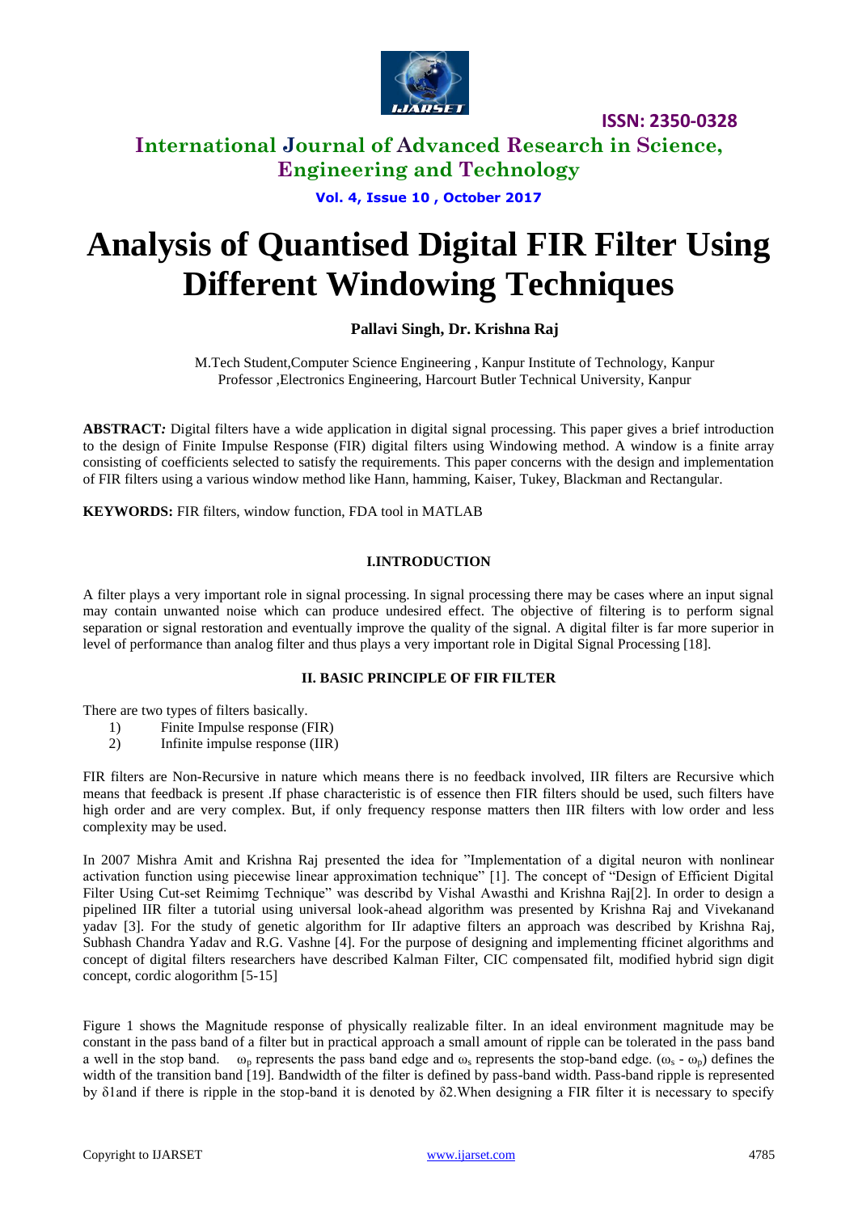# Analysis of Quantised Digital FIR Filter Using Different Windowing Techniques

**Pallavi Singh, Dr. Krishna Raj**

M.Tech Student,Computer Science Engineering , Kanpur Institute of Technology, Kanpur
Professor ,Electronics Engineering, Harcourt Butler Technical University, Kanpur

**ABSTRACT***:* Digital filters have a wide application in digital signal processing. This paper gives a brief introduction to the design of Finite Impulse Response (FIR) digital filters using Windowing method. A window is a finite array consisting of coefficients selected to satisfy the requirements. This paper concerns with the design and implementation of FIR filters using a various window method like Hann, hamming, Kaiser, Tukey, Blackman and Rectangular.

**KEYWORDS:** FIR filters, window function, FDA tool in MATLAB

## I.INTRODUCTION

A filter plays a very important role in signal processing. In signal processing there may be cases where an input signal may contain unwanted noise which can produce undesired effect. The objective of filtering is to perform signal separation or signal restoration and eventually improve the quality of the signal. A digital filter is far more superior in level of performance than analog filter and thus plays a very important role in Digital Signal Processing [18].

## II. BASIC PRINCIPLE OF FIR FILTER

There are two types of filters basically.

1) Finite Impulse response (FIR)
2) Infinite impulse response (IIR)

FIR filters are Non-Recursive in nature which means there is no feedback involved, IIR filters are Recursive which means that feedback is present .If phase characteristic is of essence then FIR filters should be used, such filters have high order and are very complex. But, if only frequency response matters then IIR filters with low order and less complexity may be used.

In 2007 Mishra Amit and Krishna Raj presented the idea for "Implementation of a digital neuron with nonlinear activation function using piecewise linear approximation technique" [1]. The concept of "Design of Efficient Digital Filter Using Cut-set Reimimg Technique" was describd by Vishal Awasthi and Krishna Raj[2]. In order to design a pipelined IIR filter a tutorial using universal look-ahead algorithm was presented by Krishna Raj and Vivekanand yadav [3]. For the study of genetic algorithm for IIr adaptive filters an approach was described by Krishna Raj, Subhash Chandra Yadav and R.G. Vashne [4]. For the purpose of designing and implementing fficinet algorithms and concept of digital filters researchers have described Kalman Filter, CIC compensated filt, modified hybrid sign digit concept, cordic alogorithm [5-15]

Figure 1 shows the Magnitude response of physically realizable filter. In an ideal environment magnitude may be constant in the pass band of a filter but in practical approach a small amount of ripple can be tolerated in the pass band a well in the stop band. $\omega_p$ represents the pass band edge and $\omega_s$ represents the stop-band edge. ($\omega_s$ - $\omega_p$) defines the width of the transition band [19]. Bandwidth of the filter is defined by pass-band width. Pass-band ripple is represented by $\delta 1$and if there is ripple in the stop-band it is denoted by $\delta 2$.When designing a FIR filter it is necessary to specify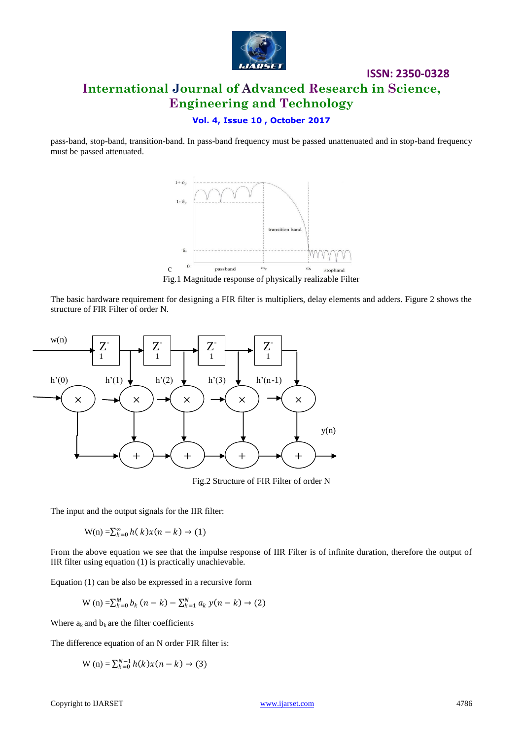pass-band, stop-band, transition-band. In pass-band frequency must be passed unattenuated and in stop-band frequency must be passed attenuated.

Fig.1 Magnitude response of physically realizable Filter

The basic hardware requirement for designing a FIR filter is multipliers, delay elements and adders. Figure 2 shows the structure of FIR Filter of order N.

Fig.2 Structure of FIR Filter of order N

The input and the output signals for the IIR filter:

$$W(n) = \sum_{k=0}^{\infty} h(k)x(n-k) \rightarrow (1)$$

From the above equation we see that the impulse response of IIR Filter is of infinite duration, therefore the output of IIR filter using equation (1) is practically unachievable.

Equation (1) can be also be expressed in a recursive form

$$W(n) = \sum_{k=0}^{M} b_k (n-k) - \sum_{k=1}^{N} a_k y(n-k) \rightarrow (2)$$

Where $a_k$ and $b_k$ are the filter coefficients

The difference equation of an N order FIR filter is:

$$W(n) = \sum_{k=0}^{N-1} h(k)x(n-k) \rightarrow (3)$$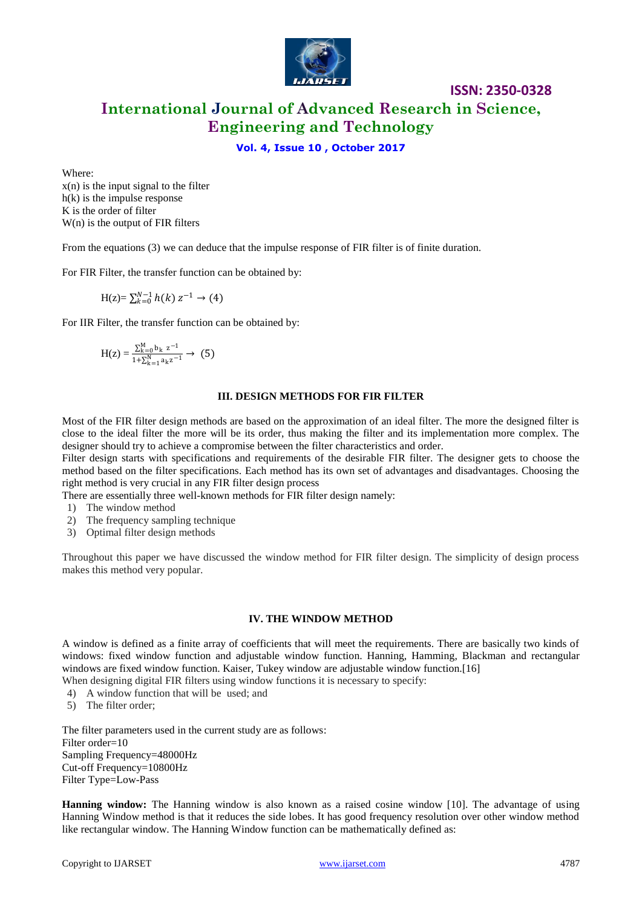Where:
x(n) is the input signal to the filter
h(k) is the impulse response
K is the order of filter
W(n) is the output of FIR filters

From the equations (3) we can deduce that the impulse response of FIR filter is of finite duration.

For FIR Filter, the transfer function can be obtained by:

$$H(z)= \sum_{k=0}^{N-1} h(k)\, z^{-1} \rightarrow (4)$$

For IIR Filter, the transfer function can be obtained by:

$$H(z) = \frac{\sum_{k=0}^{M} b_k \ z^{-1}}{1+\sum_{k=1}^{N} a_k z^{-1}} \rightarrow (5)$$

### III. DESIGN METHODS FOR FIR FILTER

Most of the FIR filter design methods are based on the approximation of an ideal filter. The more the designed filter is close to the ideal filter the more will be its order, thus making the filter and its implementation more complex. The designer should try to achieve a compromise between the filter characteristics and order.
Filter design starts with specifications and requirements of the desirable FIR filter. The designer gets to choose the method based on the filter specifications. Each method has its own set of advantages and disadvantages. Choosing the right method is very crucial in any FIR filter design process
There are essentially three well-known methods for FIR filter design namely:

1) The window method
2) The frequency sampling technique
3) Optimal filter design methods

Throughout this paper we have discussed the window method for FIR filter design. The simplicity of design process makes this method very popular.

### IV. THE WINDOW METHOD

A window is defined as a finite array of coefficients that will meet the requirements. There are basically two kinds of windows: fixed window function and adjustable window function. Hanning, Hamming, Blackman and rectangular windows are fixed window function. Kaiser, Tukey window are adjustable window function.[16]
When designing digital FIR filters using window functions it is necessary to specify:

4) A window function that will be used; and
5) The filter order;

The filter parameters used in the current study are as follows:
Filter order=10
Sampling Frequency=48000Hz
Cut-off Frequency=10800Hz
Filter Type=Low-Pass

**Hanning window:** The Hanning window is also known as a raised cosine window [10]. The advantage of using Hanning Window method is that it reduces the side lobes. It has good frequency resolution over other window method like rectangular window. The Hanning Window function can be mathematically defined as: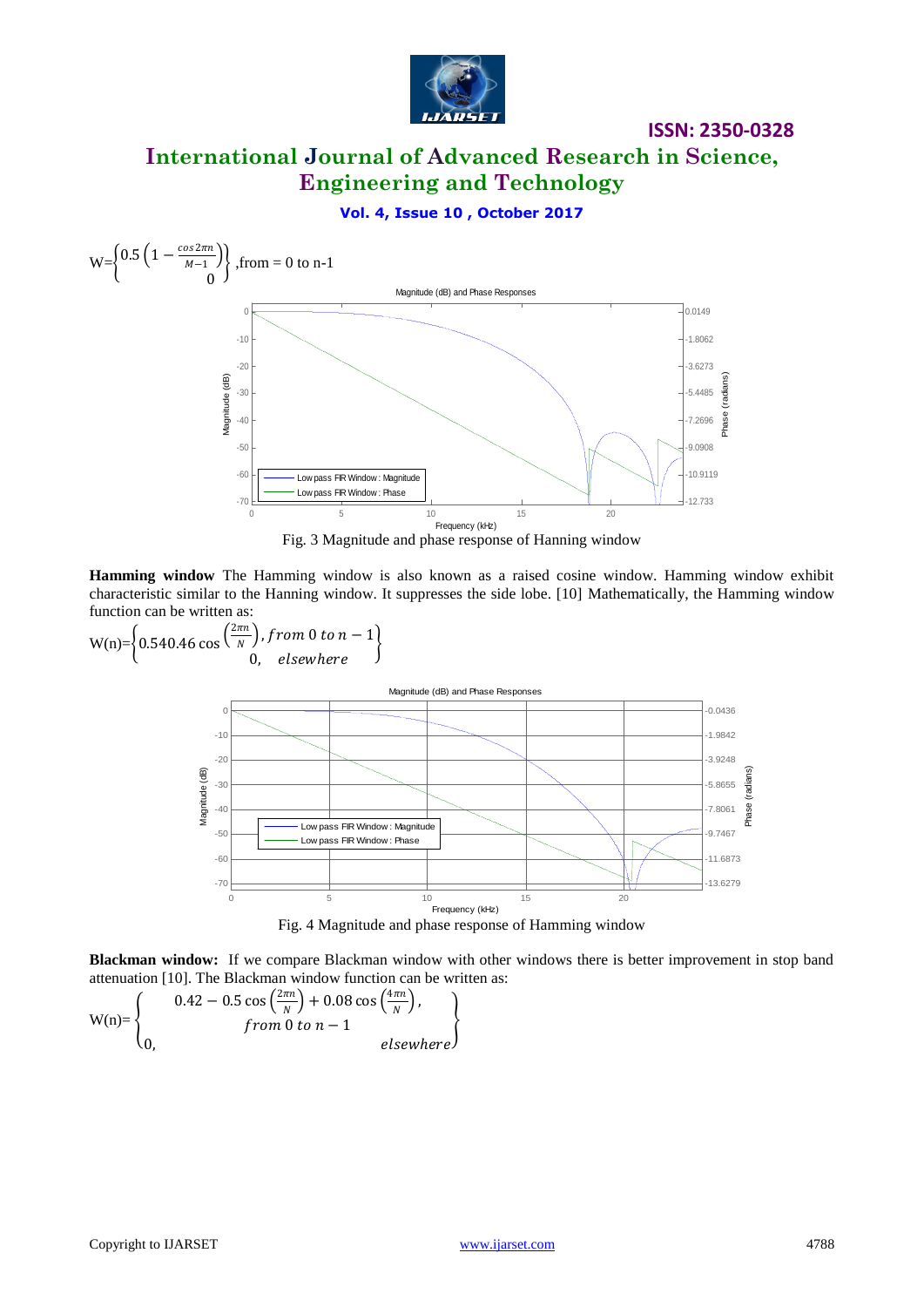$$W = \begin{cases} 0.5\left(1 - \frac{\cos 2\pi n}{M-1}\right) \\ 0 \end{cases}, \text{from} = 0 \text{ to n-1}$$

Fig. 3 Magnitude and phase response of Hanning window

**Hamming window** The Hamming window is also known as a raised cosine window. Hamming window exhibit characteristic similar to the Hanning window. It suppresses the side lobe. [10] Mathematically, the Hamming window function can be written as:

$$W(n) = \begin{cases} 0.540.46\cos\left(\frac{2\pi n}{N}\right), \textit{from } 0 \textit{ to } n-1 \\ 0, \quad \textit{elsewhere} \end{cases}$$

Fig. 4 Magnitude and phase response of Hamming window

**Blackman window:** If we compare Blackman window with other windows there is better improvement in stop band attenuation [10]. The Blackman window function can be written as:

$$W(n) = \begin{cases} 0.42 - 0.5\cos\left(\frac{2\pi n}{N}\right) + 0.08\cos\left(\frac{4\pi n}{N}\right), \\ \quad \textit{from } 0 \textit{ to } n-1 \\ 0, \quad \textit{elsewhere} \end{cases}$$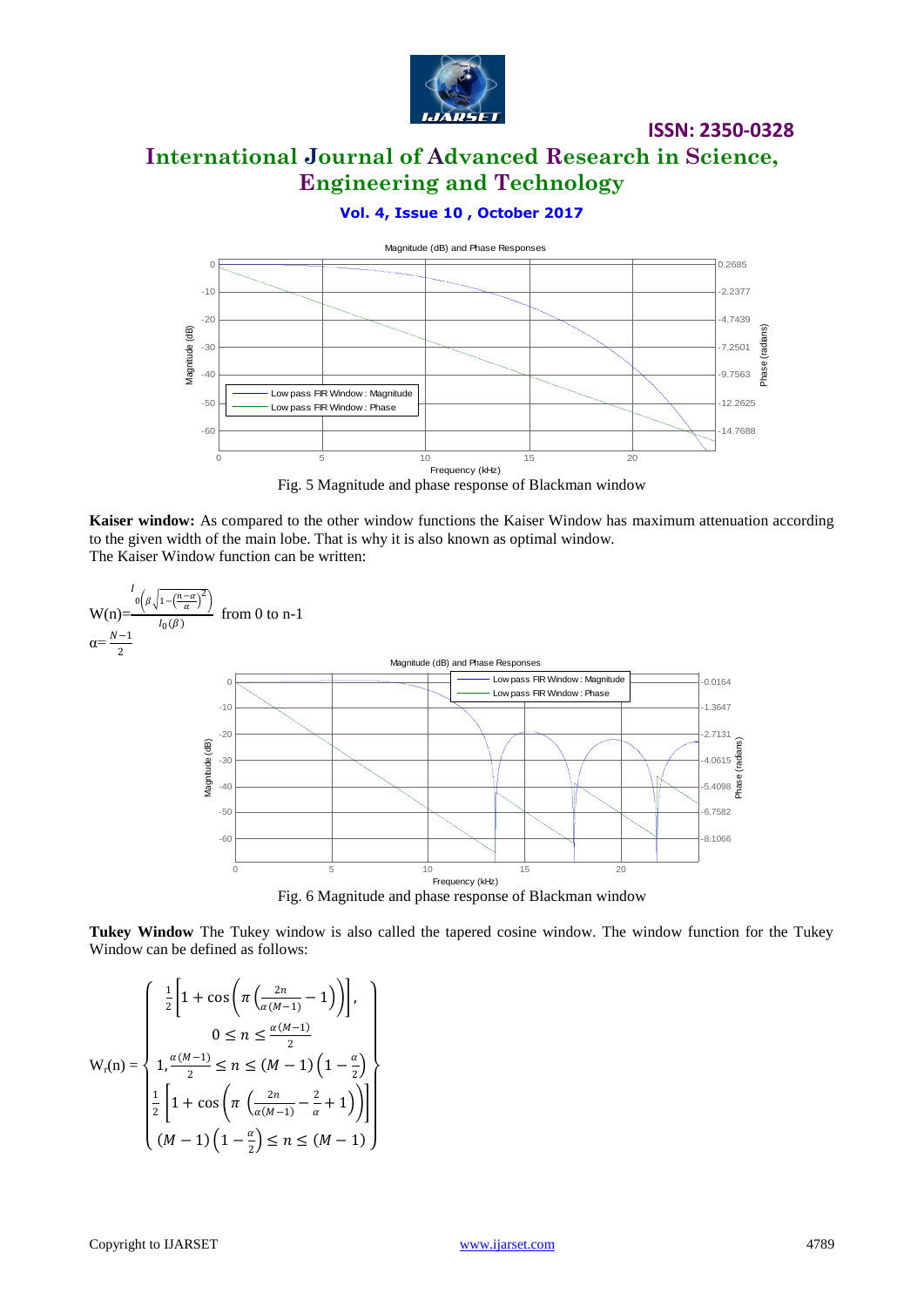Fig. 5 Magnitude and phase response of Blackman window

**Kaiser window:** As compared to the other window functions the Kaiser Window has maximum attenuation according to the given width of the main lobe. That is why it is also known as optimal window.
The Kaiser Window function can be written:

$$W(n)=\frac{I_0\left(\beta\sqrt{1-\left(\frac{n-\alpha}{\alpha}\right)^2}\right)}{I_0(\beta)} \text{ from 0 to n-1}$$

$$\alpha=\frac{N-1}{2}$$

Fig. 6 Magnitude and phase response of Blackman window

**Tukey Window** The Tukey window is also called the tapered cosine window. The window function for the Tukey Window can be defined as follows:

$$W_t(n)=\begin{cases}\frac{1}{2}\left[1+\cos\left(\pi\left(\frac{2n}{\alpha(M-1)}-1\right)\right)\right], \\ 0\le n\le\frac{\alpha(M-1)}{2} \\ 1, \frac{\alpha(M-1)}{2}\le n\le(M-1)\left(1-\frac{\alpha}{2}\right) \\ \frac{1}{2}\left[1+\cos\left(\pi\left(\frac{2n}{\alpha(M-1)}-\frac{2}{\alpha}+1\right)\right)\right] \\ (M-1)\left(1-\frac{\alpha}{2}\right)\le n\le(M-1)\end{cases}$$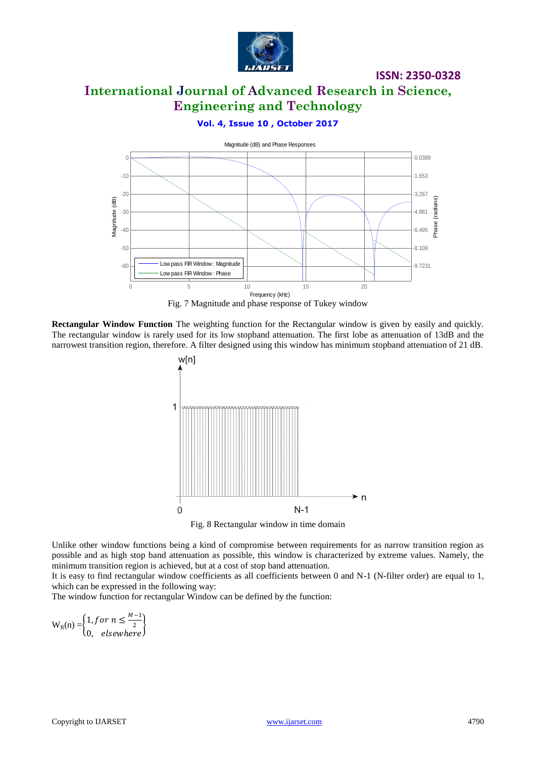Fig. 7 Magnitude and phase response of Tukey window

**Rectangular Window Function** The weighting function for the Rectangular window is given by easily and quickly. The rectangular window is rarely used for its low stopband attenuation. The first lobe as attenuation of 13dB and the narrowest transition region, therefore. A filter designed using this window has minimum stopband attenuation of 21 dB.

Fig. 8 Rectangular window in time domain

Unlike other window functions being a kind of compromise between requirements for as narrow transition region as possible and as high stop band attenuation as possible, this window is characterized by extreme values. Namely, the minimum transition region is achieved, but at a cost of stop band attenuation.
It is easy to find rectangular window coefficients as all coefficients between 0 and N-1 (N-filter order) are equal to 1, which can be expressed in the following way:
The window function for rectangular Window can be defined by the function:

$$W_R(n) = \begin{Bmatrix} 1, for\ n \leq \frac{M-1}{2} \\ 0, \quad elsewhere \end{Bmatrix}$$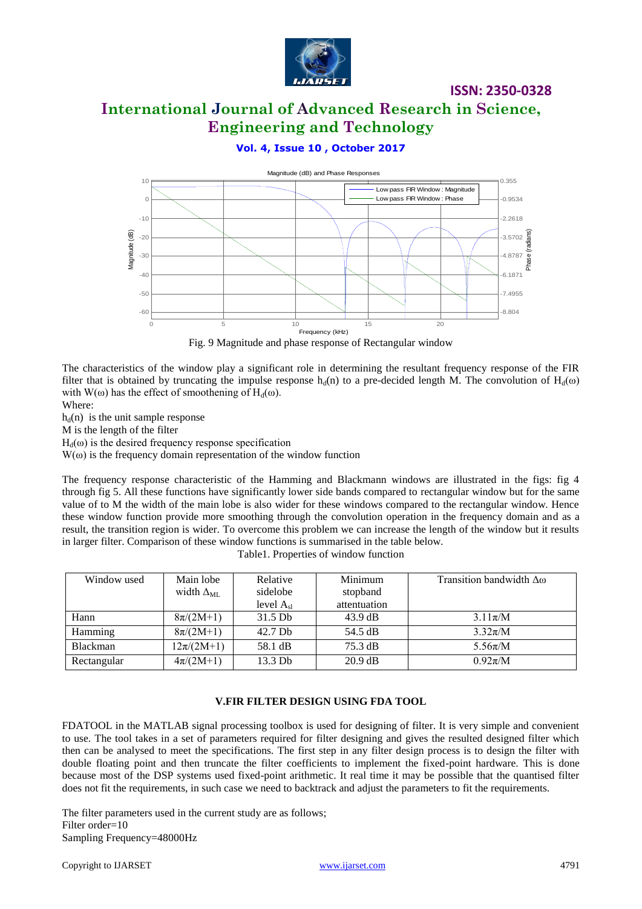Fig. 9 Magnitude and phase response of Rectangular window

The characteristics of the window play a significant role in determining the resultant frequency response of the FIR filter that is obtained by truncating the impulse response $h_d(n)$ to a pre-decided length M. The convolution of $H_d(\omega)$ with $W(\omega)$ has the effect of smoothening of $H_d(\omega)$.

Where:

$h_d(n)$ is the unit sample response

M is the length of the filter

$H_d(\omega)$ is the desired frequency response specification

$W(\omega)$ is the frequency domain representation of the window function

The frequency response characteristic of the Hamming and Blackmann windows are illustrated in the figs: fig 4 through fig 5. All these functions have significantly lower side bands compared to rectangular window but for the same value of to M the width of the main lobe is also wider for these windows compared to the rectangular window. Hence these window function provide more smoothing through the convolution operation in the frequency domain and as a result, the transition region is wider. To overcome this problem we can increase the length of the window but it results in larger filter. Comparison of these window functions is summarised in the table below.

Table1. Properties of window function

| Window used | Main lobe width $\Delta_{ML}$ | Relative sidelobe level $A_{sl}$ | Minimum stopband attenuation | Transition bandwidth $\Delta\omega$ |
|---|---|---|---|---|
| Hann | $8\pi/(2M+1)$ | 31.5 Db | 43.9 dB | $3.11\pi/M$ |
| Hamming | $8\pi/(2M+1)$ | 42.7 Db | 54.5 dB | $3.32\pi/M$ |
| Blackman | $12\pi/(2M+1)$ | 58.1 dB | 75.3 dB | $5.56\pi/M$ |
| Rectangular | $4\pi/(2M+1)$ | 13.3 Db | 20.9 dB | $0.92\pi/M$ |

## V.FIR FILTER DESIGN USING FDA TOOL

FDATOOL in the MATLAB signal processing toolbox is used for designing of filter. It is very simple and convenient to use. The tool takes in a set of parameters required for filter designing and gives the resulted designed filter which then can be analysed to meet the specifications. The first step in any filter design process is to design the filter with double floating point and then truncate the filter coefficients to implement the fixed-point hardware. This is done because most of the DSP systems used fixed-point arithmetic. It real time it may be possible that the quantised filter does not fit the requirements, in such case we need to backtrack and adjust the parameters to fit the requirements.

The filter parameters used in the current study are as follows;

Filter order=10

Sampling Frequency=48000Hz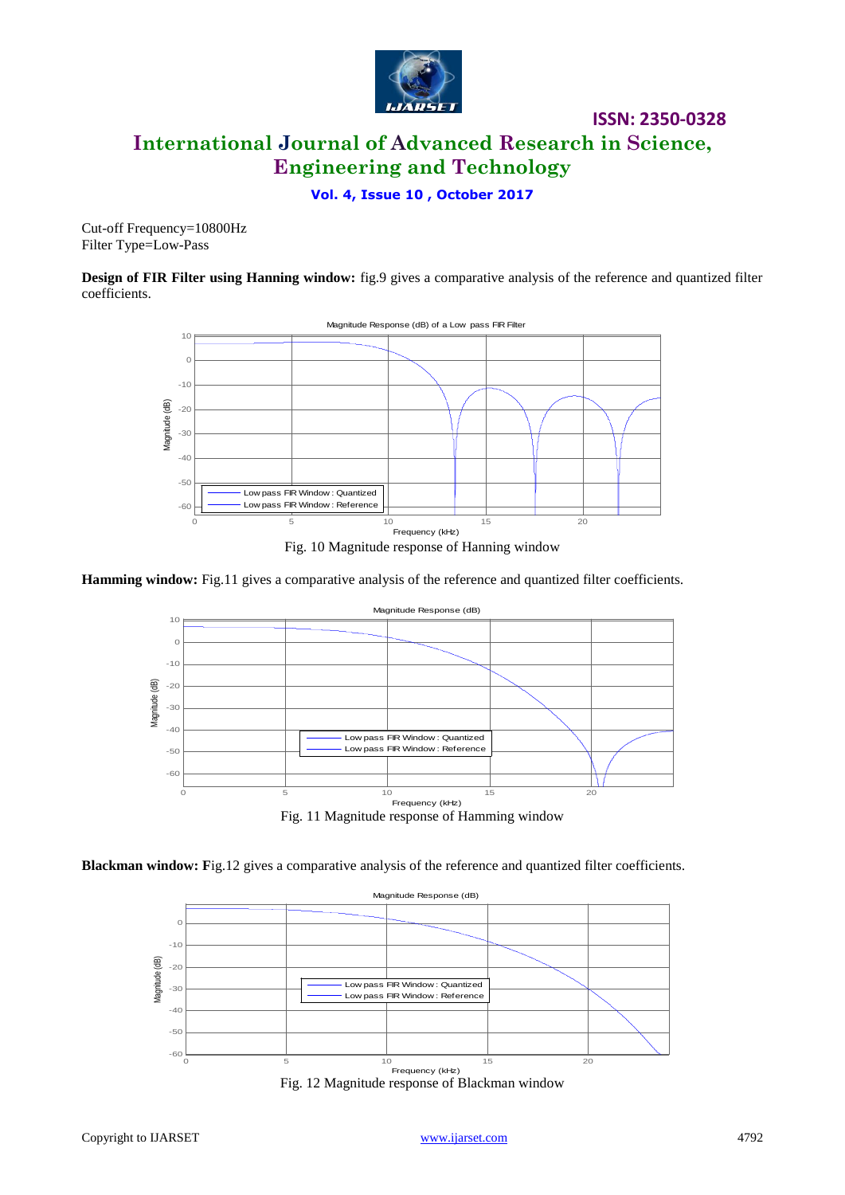Cut-off Frequency=10800Hz
Filter Type=Low-Pass

**Design of FIR Filter using Hanning window:** fig.9 gives a comparative analysis of the reference and quantized filter coefficients.

Fig. 10 Magnitude response of Hanning window

**Hamming window:** Fig.11 gives a comparative analysis of the reference and quantized filter coefficients.

Fig. 11 Magnitude response of Hamming window

**Blackman window:** Fig.12 gives a comparative analysis of the reference and quantized filter coefficients.

Fig. 12 Magnitude response of Blackman window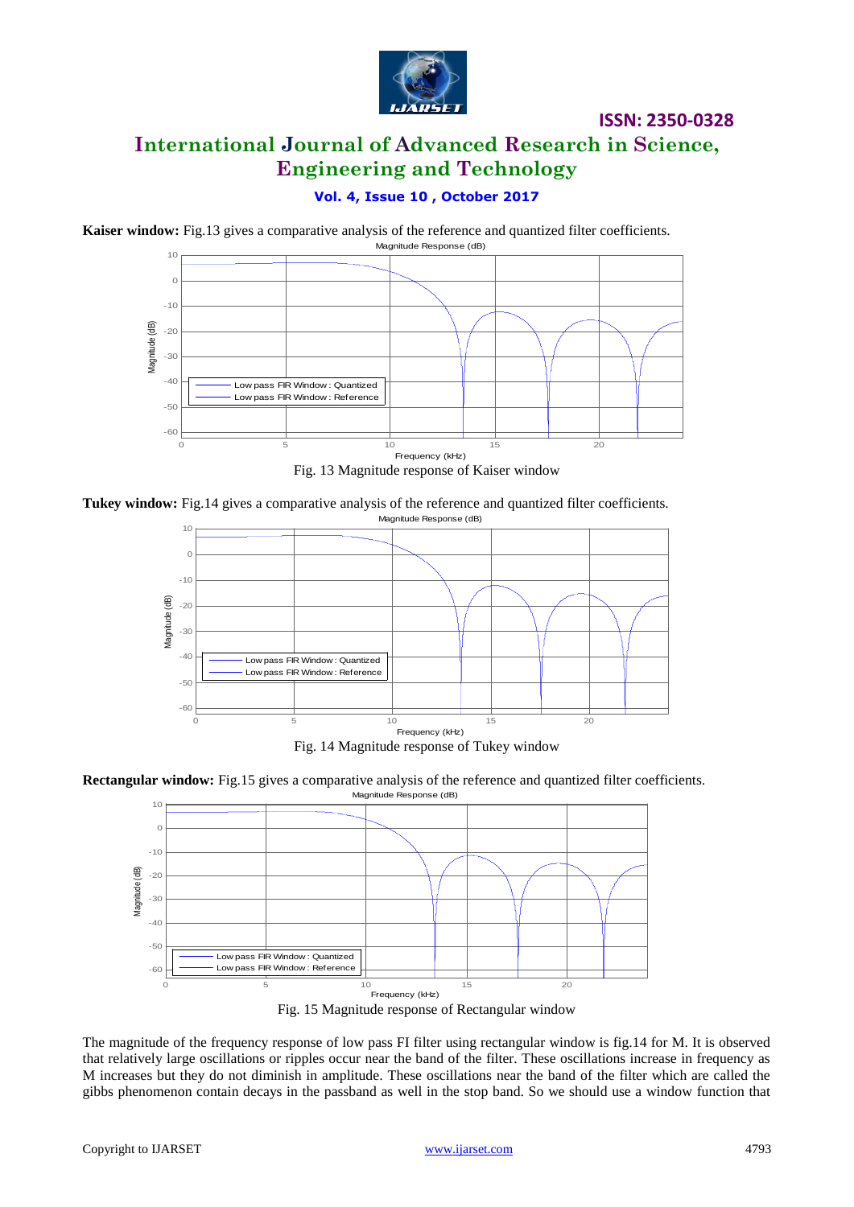**Kaiser window:** Fig.13 gives a comparative analysis of the reference and quantized filter coefficients.

Fig. 13 Magnitude response of Kaiser window

**Tukey window:** Fig.14 gives a comparative analysis of the reference and quantized filter coefficients.

Fig. 14 Magnitude response of Tukey window

**Rectangular window:** Fig.15 gives a comparative analysis of the reference and quantized filter coefficients.

Fig. 15 Magnitude response of Rectangular window

The magnitude of the frequency response of low pass FI filter using rectangular window is fig.14 for M. It is observed that relatively large oscillations or ripples occur near the band of the filter. These oscillations increase in frequency as M increases but they do not diminish in amplitude. These oscillations near the band of the filter which are called the gibbs phenomenon contain decays in the passband as well in the stop band. So we should use a window function that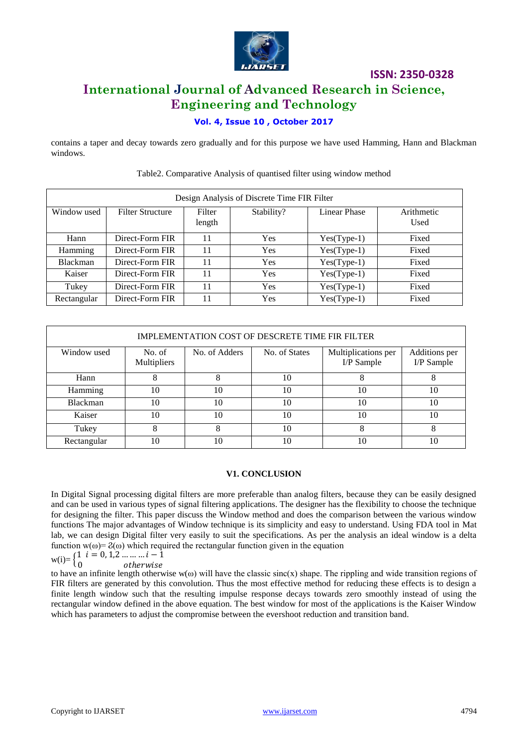contains a taper and decay towards zero gradually and for this purpose we have used Hamming, Hann and Blackman windows.

Table2. Comparative Analysis of quantised filter using window method

| Design Analysis of Discrete Time FIR Filter | | | | | |
|---|---|---|---|---|---|
| Window used | Filter Structure | Filter length | Stability? | Linear Phase | Arithmetic Used |
| Hann | Direct-Form FIR | 11 | Yes | Yes(Type-1) | Fixed |
| Hamming | Direct-Form FIR | 11 | Yes | Yes(Type-1) | Fixed |
| Blackman | Direct-Form FIR | 11 | Yes | Yes(Type-1) | Fixed |
| Kaiser | Direct-Form FIR | 11 | Yes | Yes(Type-1) | Fixed |
| Tukey | Direct-Form FIR | 11 | Yes | Yes(Type-1) | Fixed |
| Rectangular | Direct-Form FIR | 11 | Yes | Yes(Type-1) | Fixed |

| IMPLEMENTATION COST OF DESCRETE TIME FIR FILTER | | | | | |
|---|---|---|---|---|---|
| Window used | No. of Multipliers | No. of Adders | No. of States | Multiplications per I/P Sample | Additions per I/P Sample |
| Hann | 8 | 8 | 10 | 8 | 8 |
| Hamming | 10 | 10 | 10 | 10 | 10 |
| Blackman | 10 | 10 | 10 | 10 | 10 |
| Kaiser | 10 | 10 | 10 | 10 | 10 |
| Tukey | 8 | 8 | 10 | 8 | 8 |
| Rectangular | 10 | 10 | 10 | 10 | 10 |

## V1. CONCLUSION

In Digital Signal processing digital filters are more preferable than analog filters, because they can be easily designed and can be used in various types of signal filtering applications. The designer has the flexibility to choose the technique for designing the filter. This paper discuss the Window method and does the comparison between the various window functions The major advantages of Window technique is its simplicity and easy to understand. Using FDA tool in Mat lab, we can design Digital filter very easily to suit the specifications. As per the analysis an ideal window is a delta function $w(\omega)= \delta(\omega)$ which required the rectangular function given in the equation

$$w(i)= \begin{cases} 1 & i = 0, 1, 2 \ldots\ldots\ldots i-1 \\ 0 & otherwise \end{cases}$$

to have an infinite length otherwise $w(\omega)$ will have the classic sinc(x) shape. The rippling and wide transition regions of FIR filters are generated by this convolution. Thus the most effective method for reducing these effects is to design a finite length window such that the resulting impulse response decays towards zero smoothly instead of using the rectangular window defined in the above equation. The best window for most of the applications is the Kaiser Window which has parameters to adjust the compromise between the evershoot reduction and transition band.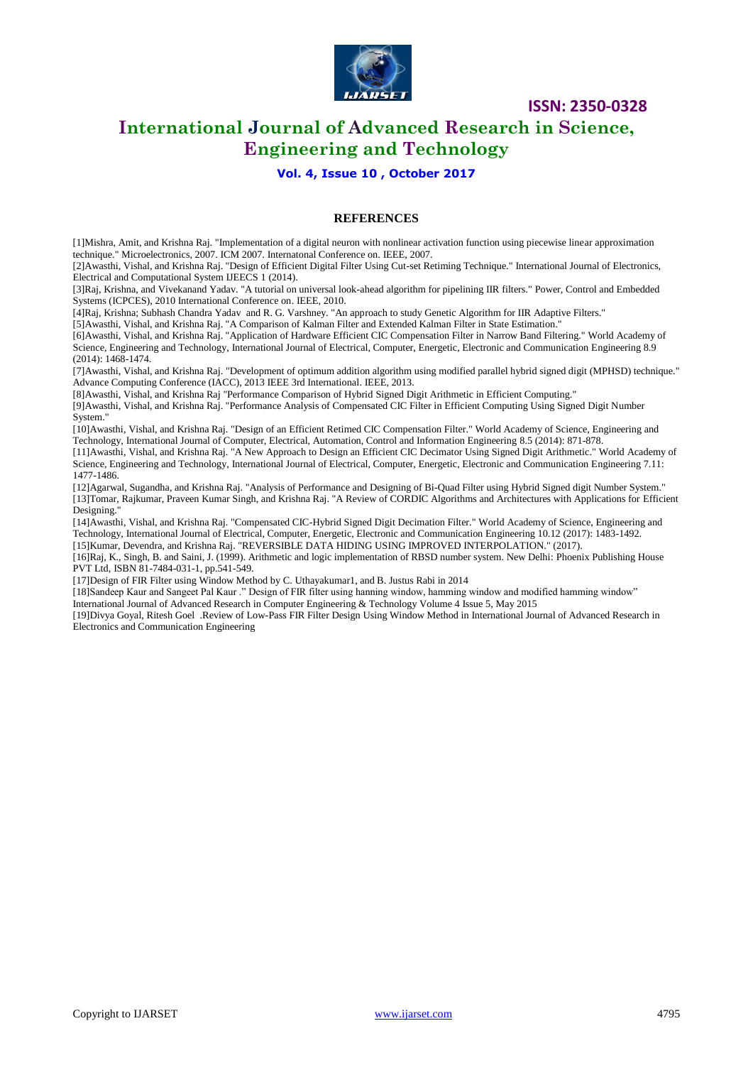## REFERENCES

[1]Mishra, Amit, and Krishna Raj. "Implementation of a digital neuron with nonlinear activation function using piecewise linear approximation technique." Microelectronics, 2007. ICM 2007. Internatonal Conference on. IEEE, 2007.

[2]Awasthi, Vishal, and Krishna Raj. "Design of Efficient Digital Filter Using Cut-set Retiming Technique." International Journal of Electronics, Electrical and Computational System IJEECS 1 (2014).

[3]Raj, Krishna, and Vivekanand Yadav. "A tutorial on universal look-ahead algorithm for pipelining IIR filters." Power, Control and Embedded Systems (ICPCES), 2010 International Conference on. IEEE, 2010.

[4]Raj, Krishna; Subhash Chandra Yadav and R. G. Varshney. "An approach to study Genetic Algorithm for IIR Adaptive Filters."

[5]Awasthi, Vishal, and Krishna Raj. "A Comparison of Kalman Filter and Extended Kalman Filter in State Estimation."

[6]Awasthi, Vishal, and Krishna Raj. "Application of Hardware Efficient CIC Compensation Filter in Narrow Band Filtering." World Academy of Science, Engineering and Technology, International Journal of Electrical, Computer, Energetic, Electronic and Communication Engineering 8.9 (2014): 1468-1474.

[7]Awasthi, Vishal, and Krishna Raj. "Development of optimum addition algorithm using modified parallel hybrid signed digit (MPHSD) technique." Advance Computing Conference (IACC), 2013 IEEE 3rd International. IEEE, 2013.

[8]Awasthi, Vishal, and Krishna Raj "Performance Comparison of Hybrid Signed Digit Arithmetic in Efficient Computing."

[9]Awasthi, Vishal, and Krishna Raj. "Performance Analysis of Compensated CIC Filter in Efficient Computing Using Signed Digit Number System."

[10]Awasthi, Vishal, and Krishna Raj. "Design of an Efficient Retimed CIC Compensation Filter." World Academy of Science, Engineering and Technology, International Journal of Computer, Electrical, Automation, Control and Information Engineering 8.5 (2014): 871-878.

[11]Awasthi, Vishal, and Krishna Raj. "A New Approach to Design an Efficient CIC Decimator Using Signed Digit Arithmetic." World Academy of Science, Engineering and Technology, International Journal of Electrical, Computer, Energetic, Electronic and Communication Engineering 7.11: 1477-1486.

[12]Agarwal, Sugandha, and Krishna Raj. "Analysis of Performance and Designing of Bi-Quad Filter using Hybrid Signed digit Number System."

[13]Tomar, Rajkumar, Praveen Kumar Singh, and Krishna Raj. "A Review of CORDIC Algorithms and Architectures with Applications for Efficient Designing."

[14]Awasthi, Vishal, and Krishna Raj. "Compensated CIC-Hybrid Signed Digit Decimation Filter." World Academy of Science, Engineering and Technology, International Journal of Electrical, Computer, Energetic, Electronic and Communication Engineering 10.12 (2017): 1483-1492.

[15]Kumar, Devendra, and Krishna Raj. "REVERSIBLE DATA HIDING USING IMPROVED INTERPOLATION." (2017).

[16]Raj, K., Singh, B. and Saini, J. (1999). Arithmetic and logic implementation of RBSD number system. New Delhi: Phoenix Publishing House PVT Ltd, ISBN 81-7484-031-1, pp.541-549.

[17]Design of FIR Filter using Window Method by C. Uthayakumar1, and B. Justus Rabi in 2014

[18]Sandeep Kaur and Sangeet Pal Kaur ." Design of FIR filter using hanning window, hamming window and modified hamming window" International Journal of Advanced Research in Computer Engineering & Technology Volume 4 Issue 5, May 2015

[19]Divya Goyal, Ritesh Goel .Review of Low-Pass FIR Filter Design Using Window Method in International Journal of Advanced Research in Electronics and Communication Engineering